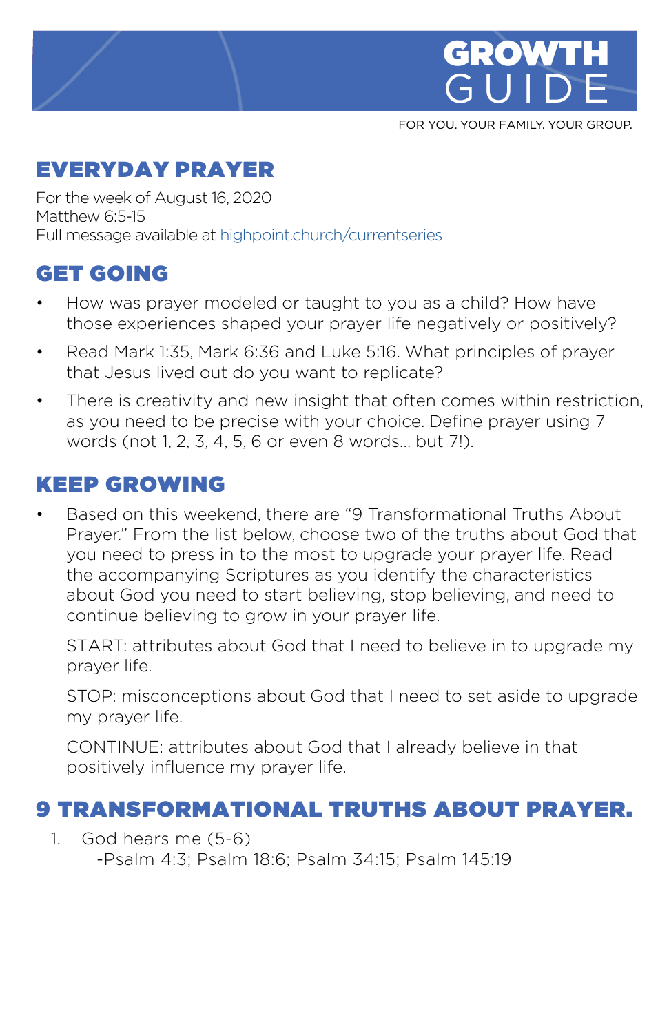# GROWTH GUIDE

FOR YOU. YOUR FAMILY. YOUR GROUP.

## EVERYDAY PRAYER

For the week of August 16, 2020
Matthew 6:5-15
Full message available at highpoint.church/currentseries

## GET GOING

- How was prayer modeled or taught to you as a child? How have those experiences shaped your prayer life negatively or positively?
- Read Mark 1:35, Mark 6:36 and Luke 5:16. What principles of prayer that Jesus lived out do you want to replicate?
- There is creativity and new insight that often comes within restriction, as you need to be precise with your choice. Define prayer using 7 words (not 1, 2, 3, 4, 5, 6 or even 8 words… but 7!).

## KEEP GROWING

- Based on this weekend, there are "9 Transformational Truths About Prayer." From the list below, choose two of the truths about God that you need to press in to the most to upgrade your prayer life. Read the accompanying Scriptures as you identify the characteristics about God you need to start believing, stop believing, and need to continue believing to grow in your prayer life.

  START: attributes about God that I need to believe in to upgrade my prayer life.

  STOP: misconceptions about God that I need to set aside to upgrade my prayer life.

  CONTINUE: attributes about God that I already believe in that positively influence my prayer life.

## 9 TRANSFORMATIONAL TRUTHS ABOUT PRAYER.

1. God hears me (5-6)
   -Psalm 4:3; Psalm 18:6; Psalm 34:15; Psalm 145:19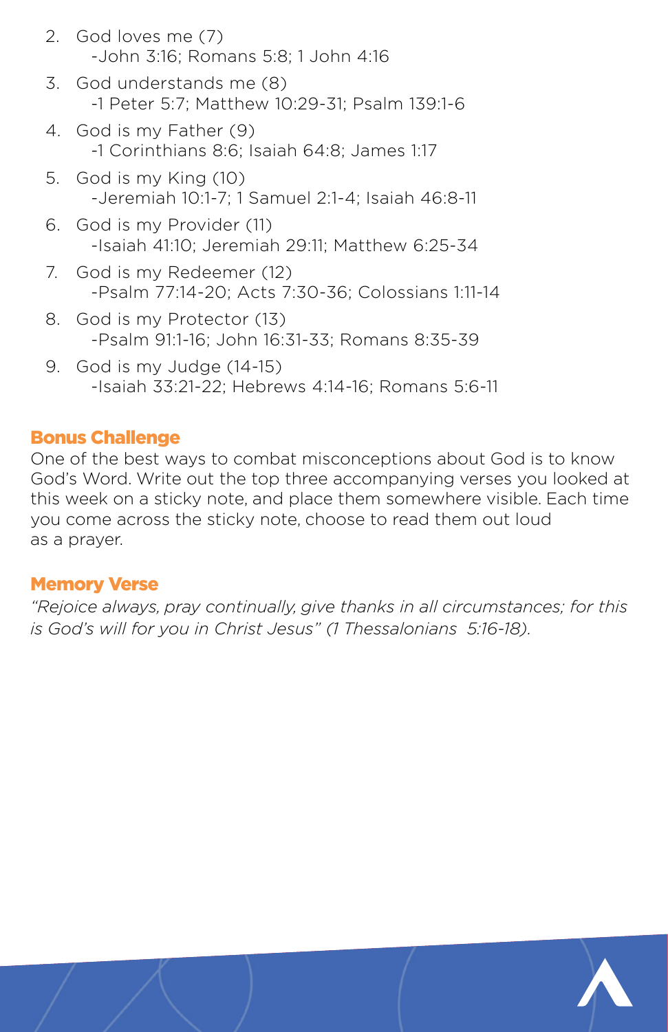2. God loves me (7)
   -John 3:16; Romans 5:8; 1 John 4:16
3. God understands me (8)
   -1 Peter 5:7; Matthew 10:29-31; Psalm 139:1-6
4. God is my Father (9)
   -1 Corinthians 8:6; Isaiah 64:8; James 1:17
5. God is my King (10)
   -Jeremiah 10:1-7; 1 Samuel 2:1-4; Isaiah 46:8-11
6. God is my Provider (11)
   -Isaiah 41:10; Jeremiah 29:11; Matthew 6:25-34
7. God is my Redeemer (12)
   -Psalm 77:14-20; Acts 7:30-36; Colossians 1:11-14
8. God is my Protector (13)
   -Psalm 91:1-16; John 16:31-33; Romans 8:35-39
9. God is my Judge (14-15)
   -Isaiah 33:21-22; Hebrews 4:14-16; Romans 5:6-11

## Bonus Challenge

One of the best ways to combat misconceptions about God is to know God's Word. Write out the top three accompanying verses you looked at this week on a sticky note, and place them somewhere visible. Each time you come across the sticky note, choose to read them out loud as a prayer.

## Memory Verse

*"Rejoice always, pray continually, give thanks in all circumstances; for this is God's will for you in Christ Jesus" (1 Thessalonians 5:16-18).*